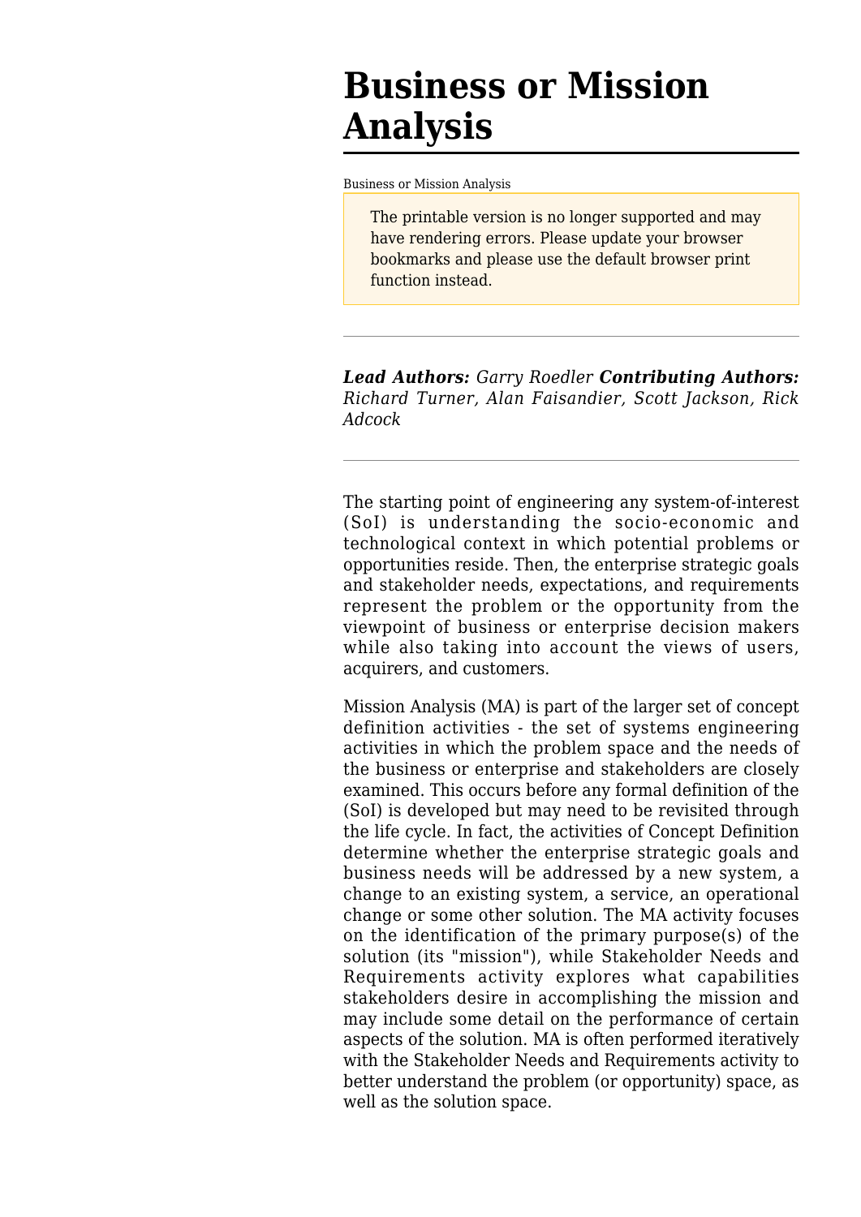# Business or Mission Analysis

Business or Mission Analysis

The printable version is no longer supported and may have rendering errors. Please update your browser bookmarks and please use the default browser print function instead.

---

***Lead Authors:*** *Garry Roedler* ***Contributing Authors:*** *Richard Turner, Alan Faisandier, Scott Jackson, Rick Adcock*

---

The starting point of engineering any system-of-interest (SoI) is understanding the socio-economic and technological context in which potential problems or opportunities reside. Then, the enterprise strategic goals and stakeholder needs, expectations, and requirements represent the problem or the opportunity from the viewpoint of business or enterprise decision makers while also taking into account the views of users, acquirers, and customers.

Mission Analysis (MA) is part of the larger set of concept definition activities - the set of systems engineering activities in which the problem space and the needs of the business or enterprise and stakeholders are closely examined. This occurs before any formal definition of the (SoI) is developed but may need to be revisited through the life cycle. In fact, the activities of Concept Definition determine whether the enterprise strategic goals and business needs will be addressed by a new system, a change to an existing system, a service, an operational change or some other solution. The MA activity focuses on the identification of the primary purpose(s) of the solution (its "mission"), while Stakeholder Needs and Requirements activity explores what capabilities stakeholders desire in accomplishing the mission and may include some detail on the performance of certain aspects of the solution. MA is often performed iteratively with the Stakeholder Needs and Requirements activity to better understand the problem (or opportunity) space, as well as the solution space.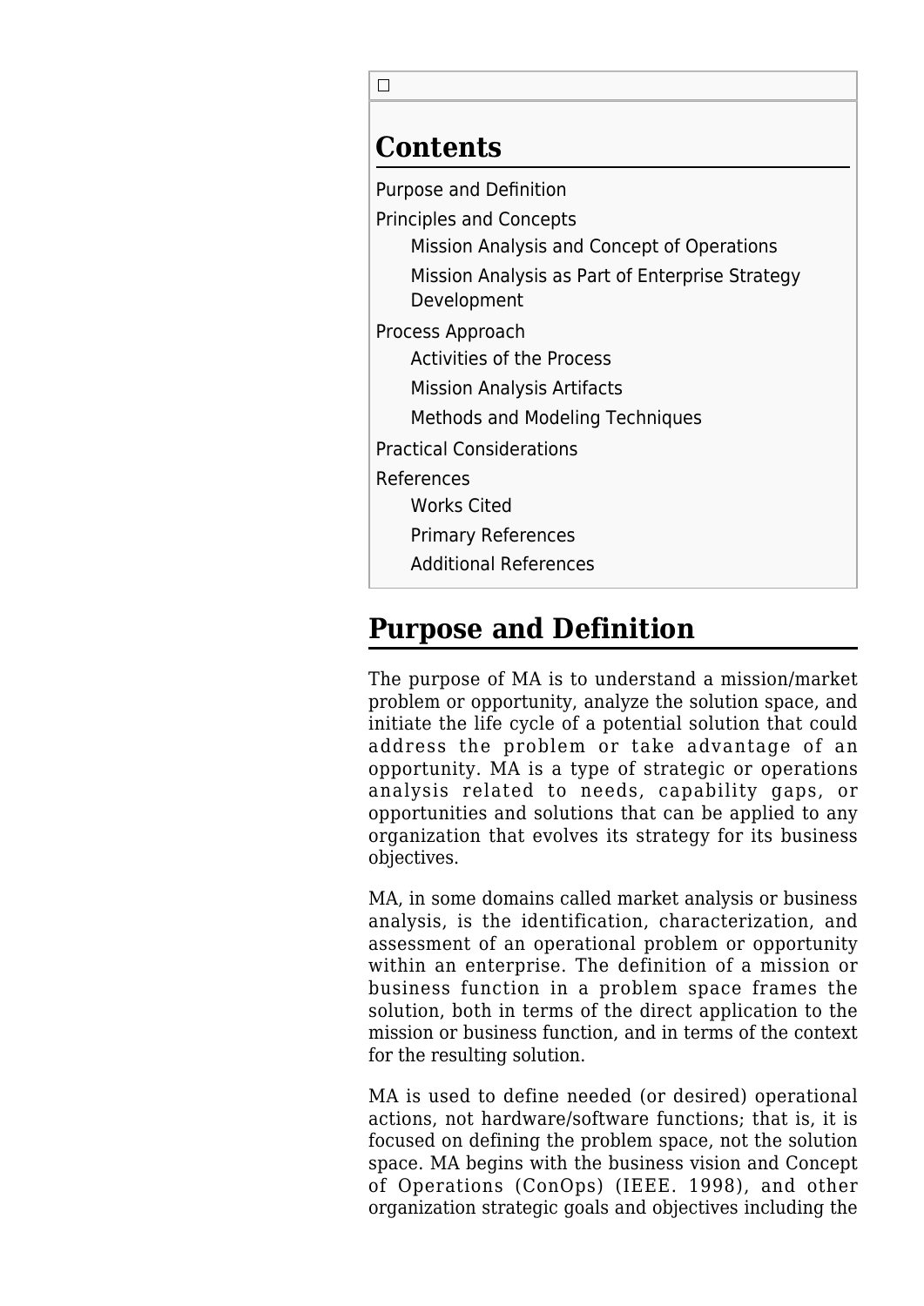☐

## Contents

- Purpose and Definition
- Principles and Concepts
  - Mission Analysis and Concept of Operations
  - Mission Analysis as Part of Enterprise Strategy Development
- Process Approach
  - Activities of the Process
  - Mission Analysis Artifacts
  - Methods and Modeling Techniques
- Practical Considerations
- References
  - Works Cited
  - Primary References
  - Additional References

# Purpose and Definition

The purpose of MA is to understand a mission/market problem or opportunity, analyze the solution space, and initiate the life cycle of a potential solution that could address the problem or take advantage of an opportunity. MA is a type of strategic or operations analysis related to needs, capability gaps, or opportunities and solutions that can be applied to any organization that evolves its strategy for its business objectives.

MA, in some domains called market analysis or business analysis, is the identification, characterization, and assessment of an operational problem or opportunity within an enterprise. The definition of a mission or business function in a problem space frames the solution, both in terms of the direct application to the mission or business function, and in terms of the context for the resulting solution.

MA is used to define needed (or desired) operational actions, not hardware/software functions; that is, it is focused on defining the problem space, not the solution space. MA begins with the business vision and Concept of Operations (ConOps) (IEEE. 1998), and other organization strategic goals and objectives including the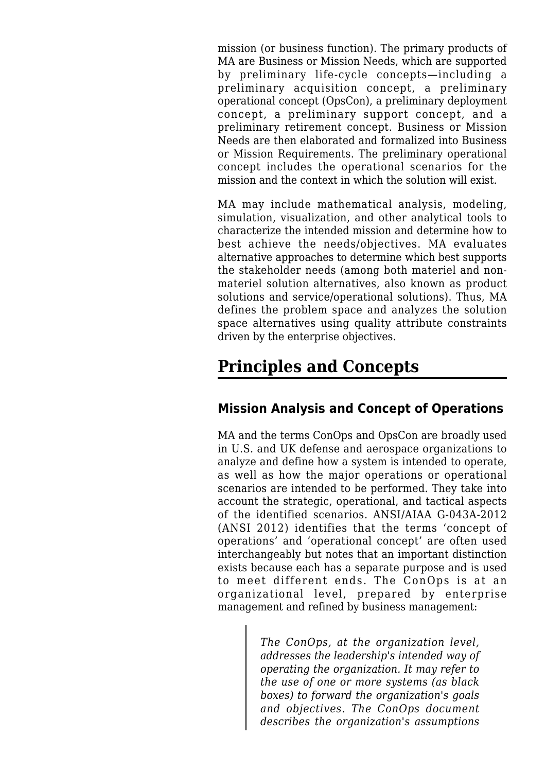mission (or business function). The primary products of MA are Business or Mission Needs, which are supported by preliminary life-cycle concepts—including a preliminary acquisition concept, a preliminary operational concept (OpsCon), a preliminary deployment concept, a preliminary support concept, and a preliminary retirement concept. Business or Mission Needs are then elaborated and formalized into Business or Mission Requirements. The preliminary operational concept includes the operational scenarios for the mission and the context in which the solution will exist.

MA may include mathematical analysis, modeling, simulation, visualization, and other analytical tools to characterize the intended mission and determine how to best achieve the needs/objectives. MA evaluates alternative approaches to determine which best supports the stakeholder needs (among both materiel and non-materiel solution alternatives, also known as product solutions and service/operational solutions). Thus, MA defines the problem space and analyzes the solution space alternatives using quality attribute constraints driven by the enterprise objectives.

# Principles and Concepts

## Mission Analysis and Concept of Operations

MA and the terms ConOps and OpsCon are broadly used in U.S. and UK defense and aerospace organizations to analyze and define how a system is intended to operate, as well as how the major operations or operational scenarios are intended to be performed. They take into account the strategic, operational, and tactical aspects of the identified scenarios. ANSI/AIAA G-043A-2012 (ANSI 2012) identifies that the terms 'concept of operations' and 'operational concept' are often used interchangeably but notes that an important distinction exists because each has a separate purpose and is used to meet different ends. The ConOps is at an organizational level, prepared by enterprise management and refined by business management:

> *The ConOps, at the organization level, addresses the leadership's intended way of operating the organization. It may refer to the use of one or more systems (as black boxes) to forward the organization's goals and objectives. The ConOps document describes the organization's assumptions*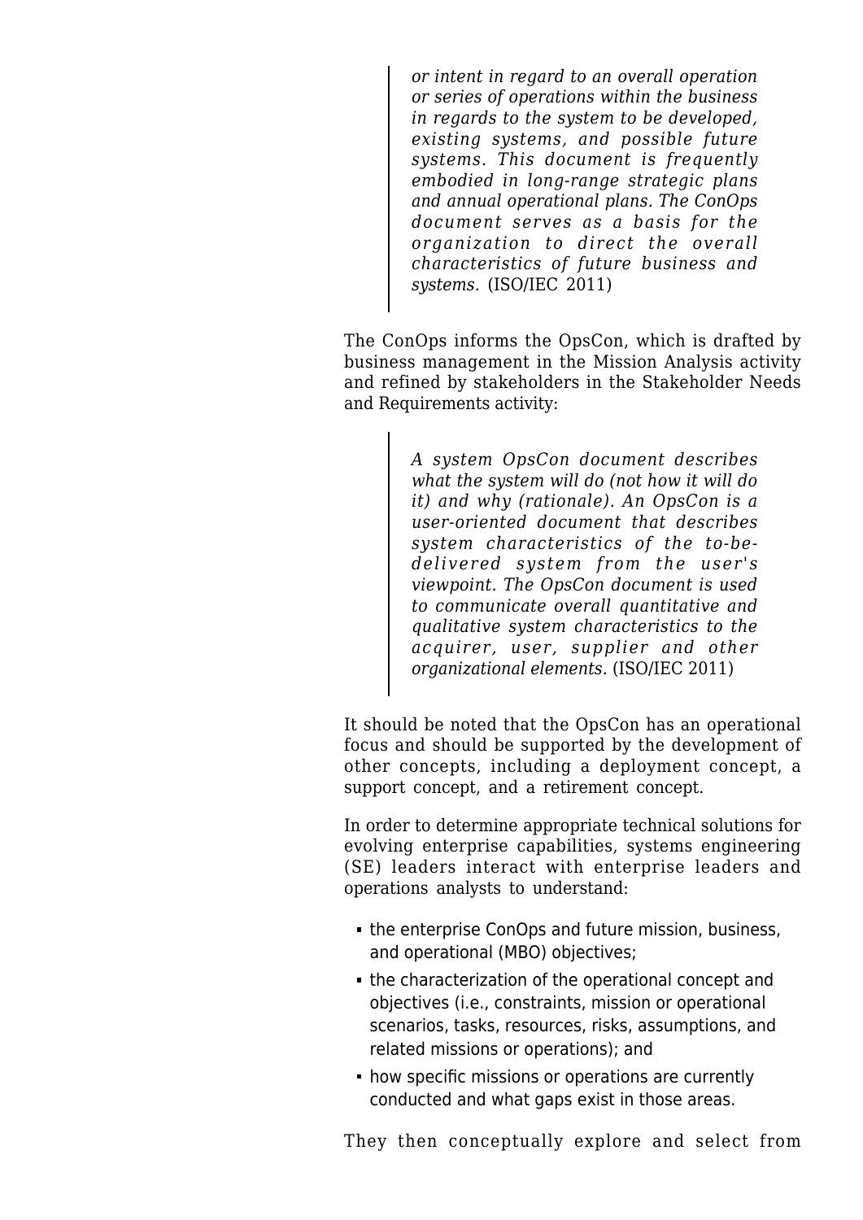> *or intent in regard to an overall operation or series of operations within the business in regards to the system to be developed, existing systems, and possible future systems. This document is frequently embodied in long-range strategic plans and annual operational plans. The ConOps document serves as a basis for the organization to direct the overall characteristics of future business and systems.* (ISO/IEC 2011)

The ConOps informs the OpsCon, which is drafted by business management in the Mission Analysis activity and refined by stakeholders in the Stakeholder Needs and Requirements activity:

> *A system OpsCon document describes what the system will do (not how it will do it) and why (rationale). An OpsCon is a user-oriented document that describes system characteristics of the to-be-delivered system from the user's viewpoint. The OpsCon document is used to communicate overall quantitative and qualitative system characteristics to the acquirer, user, supplier and other organizational elements.* (ISO/IEC 2011)

It should be noted that the OpsCon has an operational focus and should be supported by the development of other concepts, including a deployment concept, a support concept, and a retirement concept.

In order to determine appropriate technical solutions for evolving enterprise capabilities, systems engineering (SE) leaders interact with enterprise leaders and operations analysts to understand:

- the enterprise ConOps and future mission, business, and operational (MBO) objectives;
- the characterization of the operational concept and objectives (i.e., constraints, mission or operational scenarios, tasks, resources, risks, assumptions, and related missions or operations); and
- how specific missions or operations are currently conducted and what gaps exist in those areas.

They then conceptually explore and select from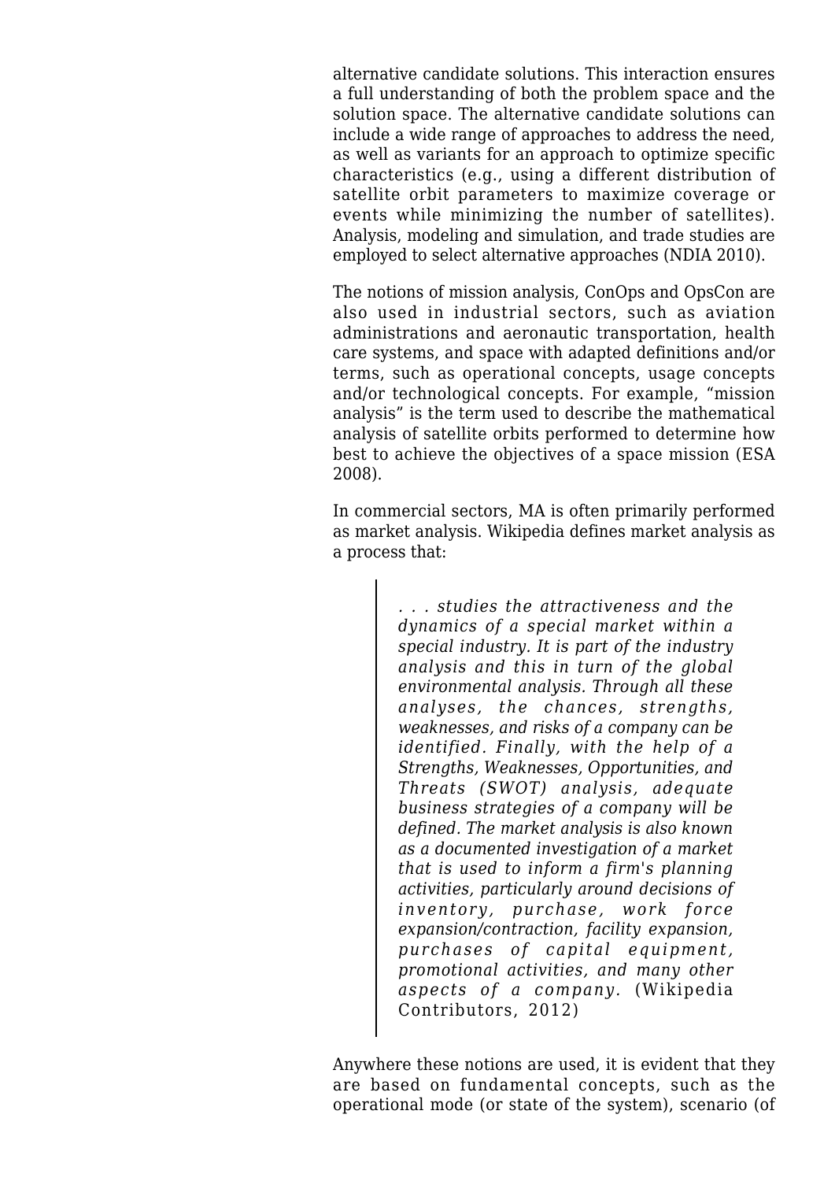alternative candidate solutions. This interaction ensures a full understanding of both the problem space and the solution space. The alternative candidate solutions can include a wide range of approaches to address the need, as well as variants for an approach to optimize specific characteristics (e.g., using a different distribution of satellite orbit parameters to maximize coverage or events while minimizing the number of satellites). Analysis, modeling and simulation, and trade studies are employed to select alternative approaches (NDIA 2010).

The notions of mission analysis, ConOps and OpsCon are also used in industrial sectors, such as aviation administrations and aeronautic transportation, health care systems, and space with adapted definitions and/or terms, such as operational concepts, usage concepts and/or technological concepts. For example, "mission analysis" is the term used to describe the mathematical analysis of satellite orbits performed to determine how best to achieve the objectives of a space mission (ESA 2008).

In commercial sectors, MA is often primarily performed as market analysis. Wikipedia defines market analysis as a process that:

> *. . . studies the attractiveness and the dynamics of a special market within a special industry. It is part of the industry analysis and this in turn of the global environmental analysis. Through all these analyses, the chances, strengths, weaknesses, and risks of a company can be identified. Finally, with the help of a Strengths, Weaknesses, Opportunities, and Threats (SWOT) analysis, adequate business strategies of a company will be defined. The market analysis is also known as a documented investigation of a market that is used to inform a firm's planning activities, particularly around decisions of inventory, purchase, work force expansion/contraction, facility expansion, purchases of capital equipment, promotional activities, and many other aspects of a company.* (Wikipedia Contributors, 2012)

Anywhere these notions are used, it is evident that they are based on fundamental concepts, such as the operational mode (or state of the system), scenario (of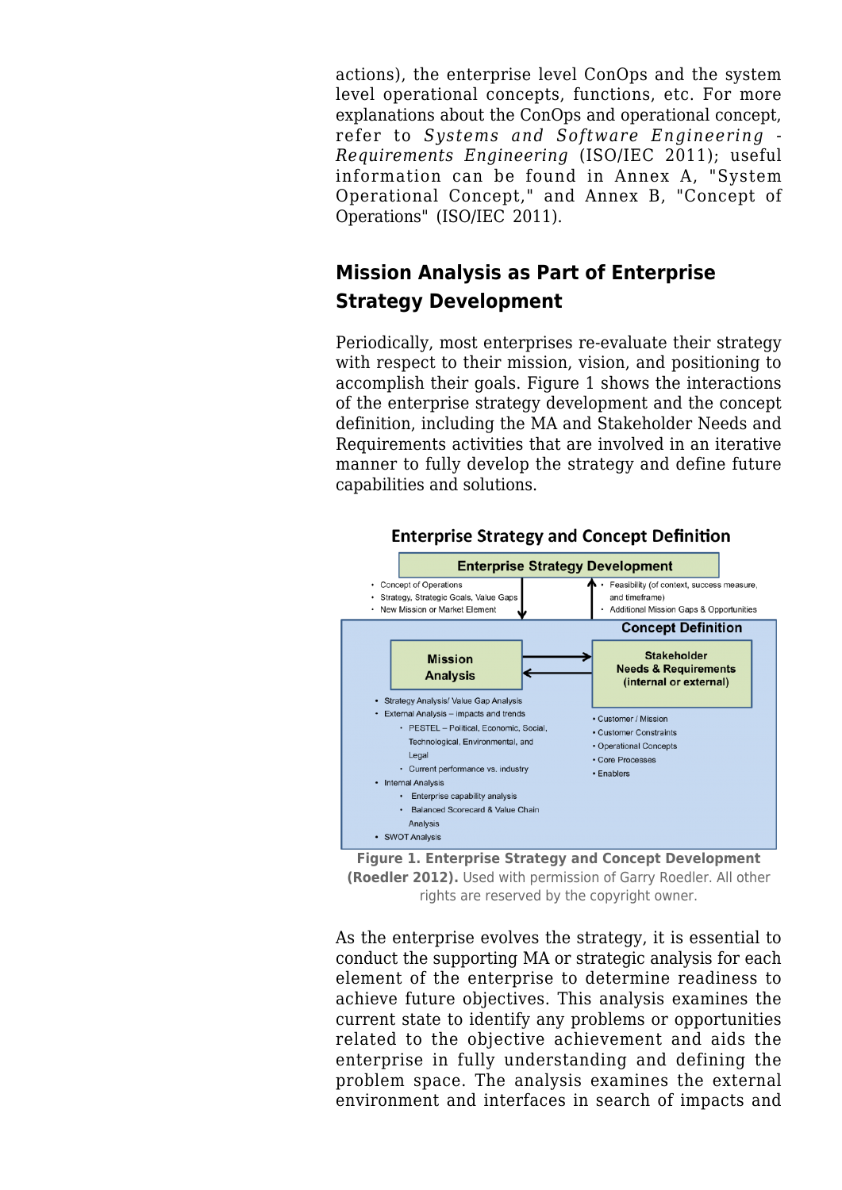actions), the enterprise level ConOps and the system level operational concepts, functions, etc. For more explanations about the ConOps and operational concept, refer to *Systems and Software Engineering - Requirements Engineering* (ISO/IEC 2011); useful information can be found in Annex A, "System Operational Concept," and Annex B, "Concept of Operations" (ISO/IEC 2011).

## Mission Analysis as Part of Enterprise Strategy Development

Periodically, most enterprises re-evaluate their strategy with respect to their mission, vision, and positioning to accomplish their goals. Figure 1 shows the interactions of the enterprise strategy development and the concept definition, including the MA and Stakeholder Needs and Requirements activities that are involved in an iterative manner to fully develop the strategy and define future capabilities and solutions.

**Figure 1. Enterprise Strategy and Concept Development (Roedler 2012).** Used with permission of Garry Roedler. All other rights are reserved by the copyright owner.

As the enterprise evolves the strategy, it is essential to conduct the supporting MA or strategic analysis for each element of the enterprise to determine readiness to achieve future objectives. This analysis examines the current state to identify any problems or opportunities related to the objective achievement and aids the enterprise in fully understanding and defining the problem space. The analysis examines the external environment and interfaces in search of impacts and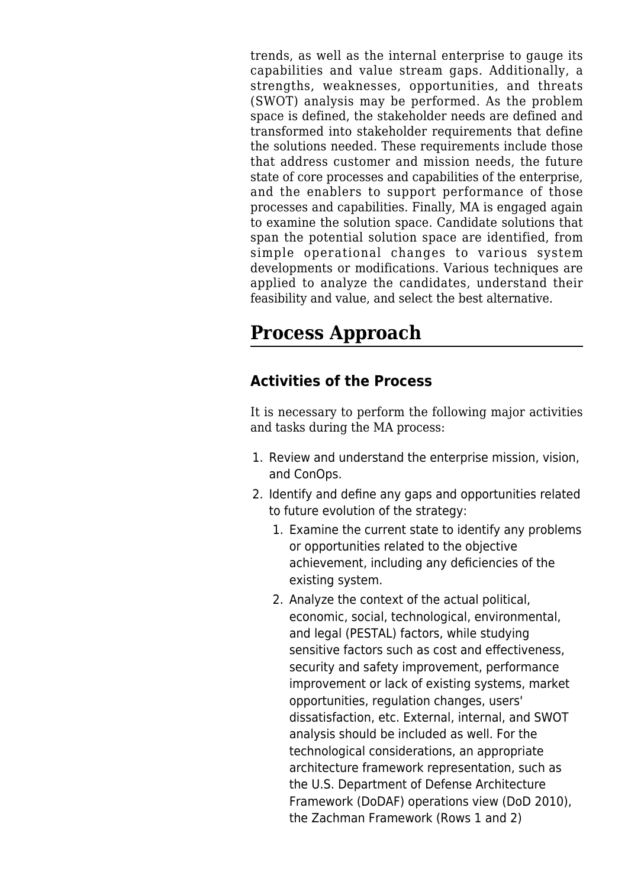trends, as well as the internal enterprise to gauge its capabilities and value stream gaps. Additionally, a strengths, weaknesses, opportunities, and threats (SWOT) analysis may be performed. As the problem space is defined, the stakeholder needs are defined and transformed into stakeholder requirements that define the solutions needed. These requirements include those that address customer and mission needs, the future state of core processes and capabilities of the enterprise, and the enablers to support performance of those processes and capabilities. Finally, MA is engaged again to examine the solution space. Candidate solutions that span the potential solution space are identified, from simple operational changes to various system developments or modifications. Various techniques are applied to analyze the candidates, understand their feasibility and value, and select the best alternative.

# Process Approach

## Activities of the Process

It is necessary to perform the following major activities and tasks during the MA process:

1. Review and understand the enterprise mission, vision, and ConOps.
2. Identify and define any gaps and opportunities related to future evolution of the strategy:
   1. Examine the current state to identify any problems or opportunities related to the objective achievement, including any deficiencies of the existing system.
   2. Analyze the context of the actual political, economic, social, technological, environmental, and legal (PESTAL) factors, while studying sensitive factors such as cost and effectiveness, security and safety improvement, performance improvement or lack of existing systems, market opportunities, regulation changes, users' dissatisfaction, etc. External, internal, and SWOT analysis should be included as well. For the technological considerations, an appropriate architecture framework representation, such as the U.S. Department of Defense Architecture Framework (DoDAF) operations view (DoD 2010), the Zachman Framework (Rows 1 and 2)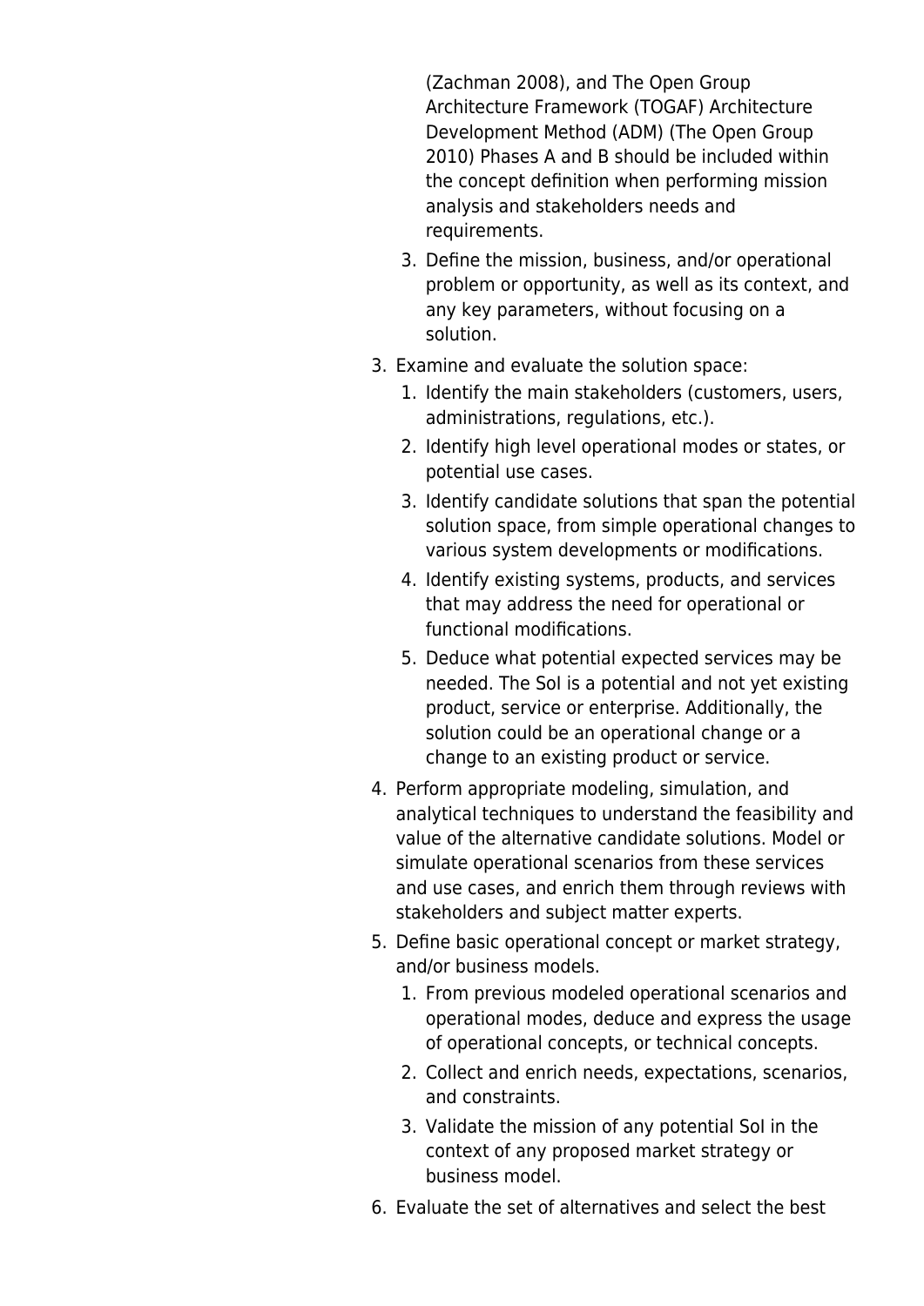(Zachman 2008), and The Open Group Architecture Framework (TOGAF) Architecture Development Method (ADM) (The Open Group 2010) Phases A and B should be included within the concept definition when performing mission analysis and stakeholders needs and requirements.

  3. Define the mission, business, and/or operational problem or opportunity, as well as its context, and any key parameters, without focusing on a solution.

3. Examine and evaluate the solution space:
   1. Identify the main stakeholders (customers, users, administrations, regulations, etc.).
   2. Identify high level operational modes or states, or potential use cases.
   3. Identify candidate solutions that span the potential solution space, from simple operational changes to various system developments or modifications.
   4. Identify existing systems, products, and services that may address the need for operational or functional modifications.
   5. Deduce what potential expected services may be needed. The SoI is a potential and not yet existing product, service or enterprise. Additionally, the solution could be an operational change or a change to an existing product or service.
4. Perform appropriate modeling, simulation, and analytical techniques to understand the feasibility and value of the alternative candidate solutions. Model or simulate operational scenarios from these services and use cases, and enrich them through reviews with stakeholders and subject matter experts.
5. Define basic operational concept or market strategy, and/or business models.
   1. From previous modeled operational scenarios and operational modes, deduce and express the usage of operational concepts, or technical concepts.
   2. Collect and enrich needs, expectations, scenarios, and constraints.
   3. Validate the mission of any potential SoI in the context of any proposed market strategy or business model.
6. Evaluate the set of alternatives and select the best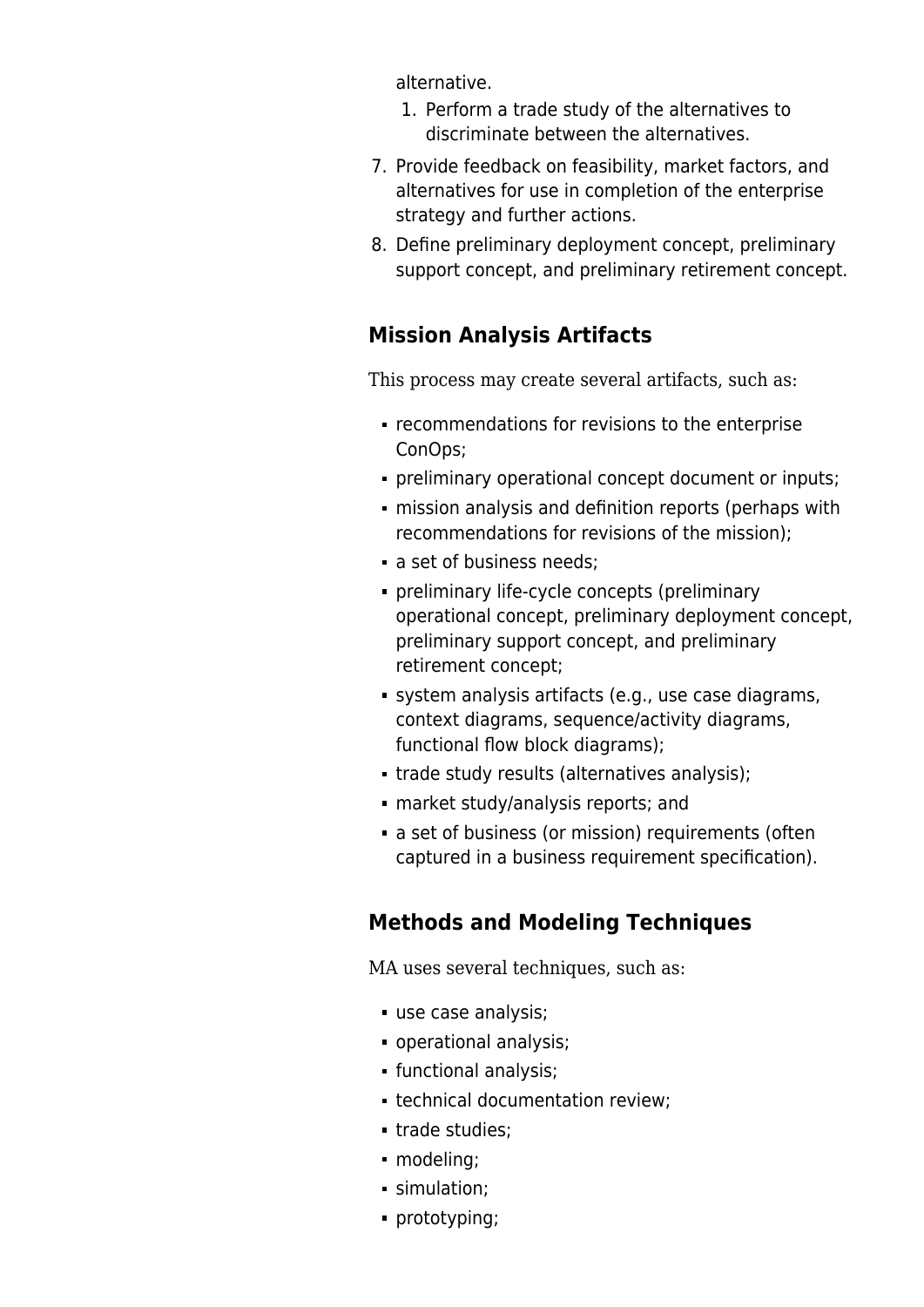alternative.

1. Perform a trade study of the alternatives to discriminate between the alternatives.

7. Provide feedback on feasibility, market factors, and alternatives for use in completion of the enterprise strategy and further actions.
8. Define preliminary deployment concept, preliminary support concept, and preliminary retirement concept.

## Mission Analysis Artifacts

This process may create several artifacts, such as:

- recommendations for revisions to the enterprise ConOps;
- preliminary operational concept document or inputs;
- mission analysis and definition reports (perhaps with recommendations for revisions of the mission);
- a set of business needs;
- preliminary life-cycle concepts (preliminary operational concept, preliminary deployment concept, preliminary support concept, and preliminary retirement concept;
- system analysis artifacts (e.g., use case diagrams, context diagrams, sequence/activity diagrams, functional flow block diagrams);
- trade study results (alternatives analysis);
- market study/analysis reports; and
- a set of business (or mission) requirements (often captured in a business requirement specification).

## Methods and Modeling Techniques

MA uses several techniques, such as:

- use case analysis;
- operational analysis;
- functional analysis;
- technical documentation review;
- trade studies;
- modeling;
- simulation;
- prototyping;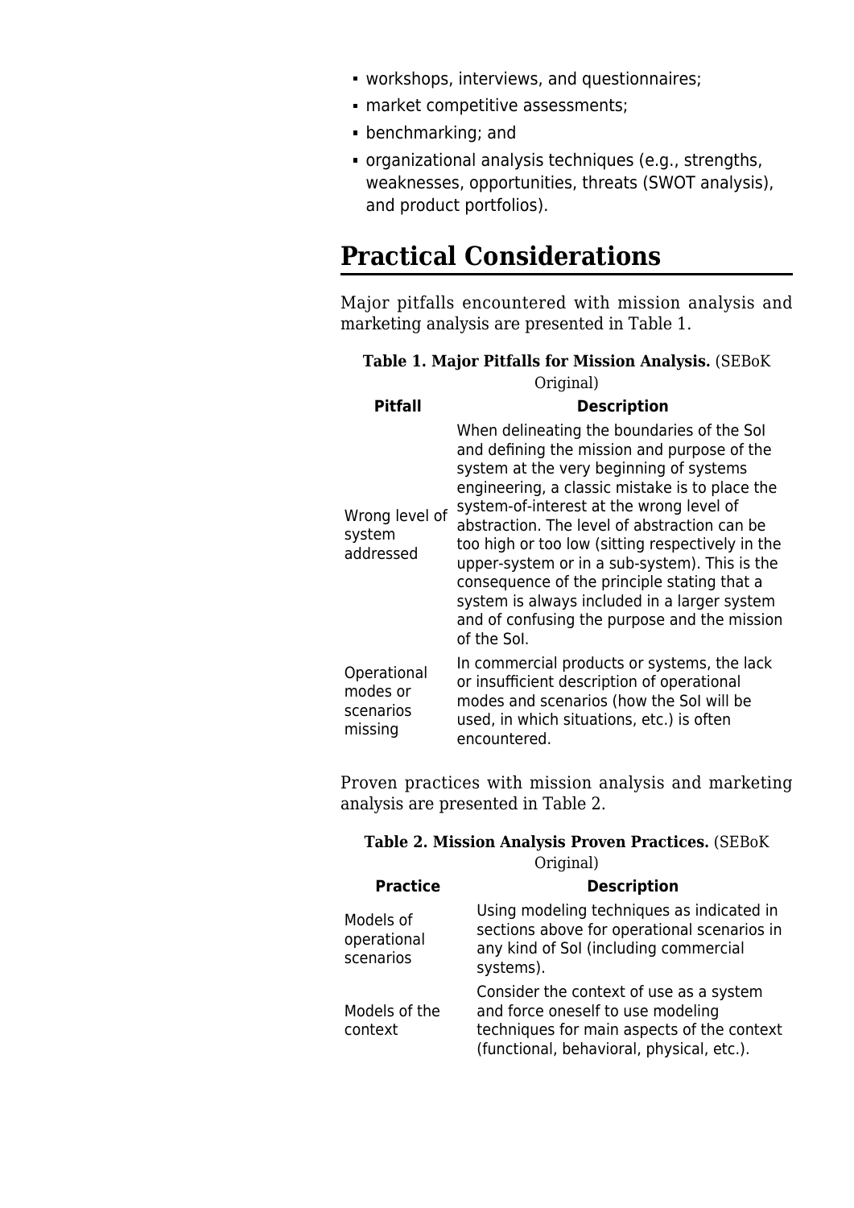- workshops, interviews, and questionnaires;
- market competitive assessments;
- benchmarking; and
- organizational analysis techniques (e.g., strengths, weaknesses, opportunities, threats (SWOT analysis), and product portfolios).

## Practical Considerations

Major pitfalls encountered with mission analysis and marketing analysis are presented in Table 1.

**Table 1. Major Pitfalls for Mission Analysis.** (SEBoK Original)

| Pitfall | Description |
|---|---|
| Wrong level of system addressed | When delineating the boundaries of the SoI and defining the mission and purpose of the system at the very beginning of systems engineering, a classic mistake is to place the system-of-interest at the wrong level of abstraction. The level of abstraction can be too high or too low (sitting respectively in the upper-system or in a sub-system). This is the consequence of the principle stating that a system is always included in a larger system and of confusing the purpose and the mission of the SoI. |
| Operational modes or scenarios missing | In commercial products or systems, the lack or insufficient description of operational modes and scenarios (how the SoI will be used, in which situations, etc.) is often encountered. |

Proven practices with mission analysis and marketing analysis are presented in Table 2.

**Table 2. Mission Analysis Proven Practices.** (SEBoK Original)

| Practice | Description |
|---|---|
| Models of operational scenarios | Using modeling techniques as indicated in sections above for operational scenarios in any kind of SoI (including commercial systems). |
| Models of the context | Consider the context of use as a system and force oneself to use modeling techniques for main aspects of the context (functional, behavioral, physical, etc.). |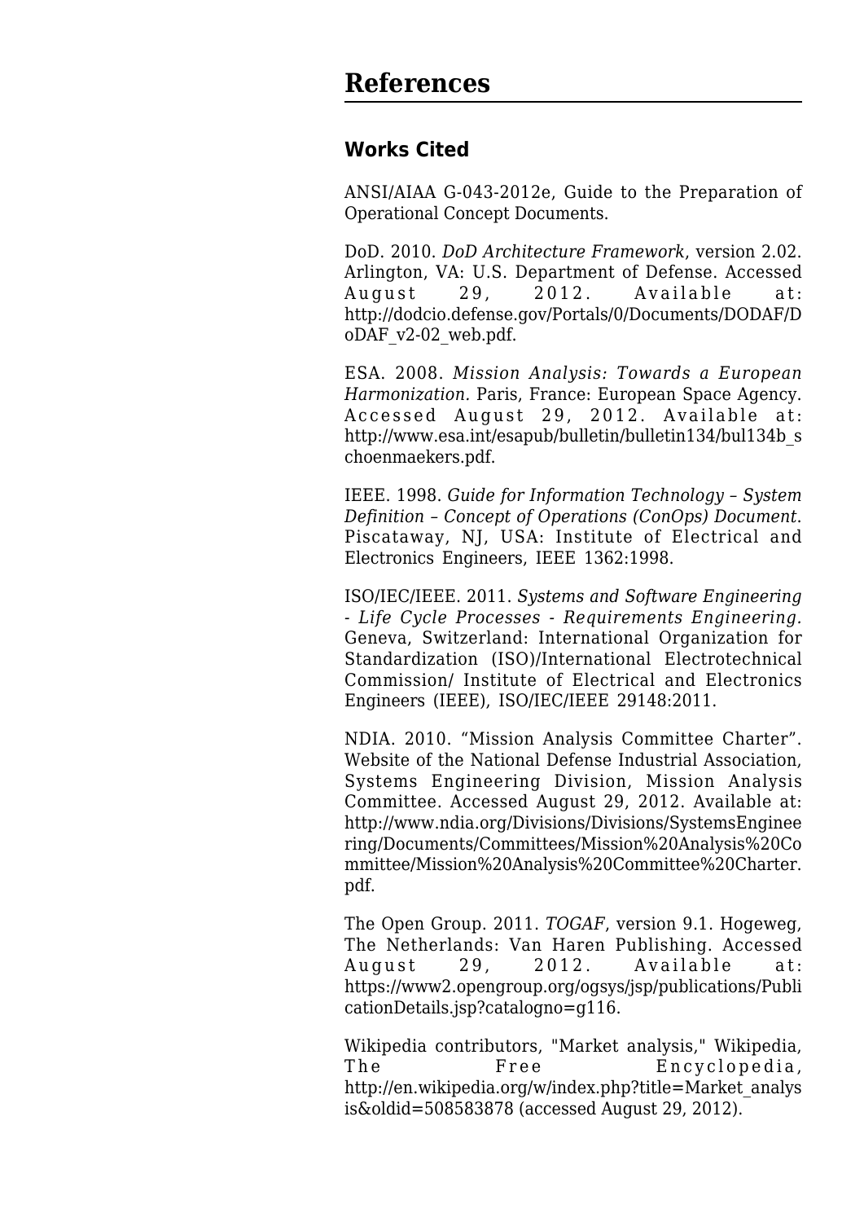# References

## Works Cited

ANSI/AIAA G-043-2012e, Guide to the Preparation of Operational Concept Documents.

DoD. 2010. *DoD Architecture Framework*, version 2.02. Arlington, VA: U.S. Department of Defense. Accessed August 29, 2012. Available at: http://dodcio.defense.gov/Portals/0/Documents/DODAF/DoDAF_v2-02_web.pdf.

ESA. 2008. *Mission Analysis: Towards a European Harmonization.* Paris, France: European Space Agency. Accessed August 29, 2012. Available at: http://www.esa.int/esapub/bulletin/bulletin134/bul134b_schoenmaekers.pdf.

IEEE. 1998. *Guide for Information Technology – System Definition – Concept of Operations (ConOps) Document*. Piscataway, NJ, USA: Institute of Electrical and Electronics Engineers, IEEE 1362:1998.

ISO/IEC/IEEE. 2011. *Systems and Software Engineering - Life Cycle Processes - Requirements Engineering.* Geneva, Switzerland: International Organization for Standardization (ISO)/International Electrotechnical Commission/ Institute of Electrical and Electronics Engineers (IEEE), ISO/IEC/IEEE 29148:2011.

NDIA. 2010. "Mission Analysis Committee Charter". Website of the National Defense Industrial Association, Systems Engineering Division, Mission Analysis Committee. Accessed August 29, 2012. Available at: http://www.ndia.org/Divisions/Divisions/SystemsEngineering/Documents/Committees/Mission%20Analysis%20Committee/Mission%20Analysis%20Committee%20Charter.pdf.

The Open Group. 2011. *TOGAF*, version 9.1. Hogeweg, The Netherlands: Van Haren Publishing. Accessed August 29, 2012. Available at: https://www2.opengroup.org/ogsys/jsp/publications/PublicationDetails.jsp?catalogno=g116.

Wikipedia contributors, "Market analysis," Wikipedia, The Free Encyclopedia, http://en.wikipedia.org/w/index.php?title=Market_analysis&oldid=508583878 (accessed August 29, 2012).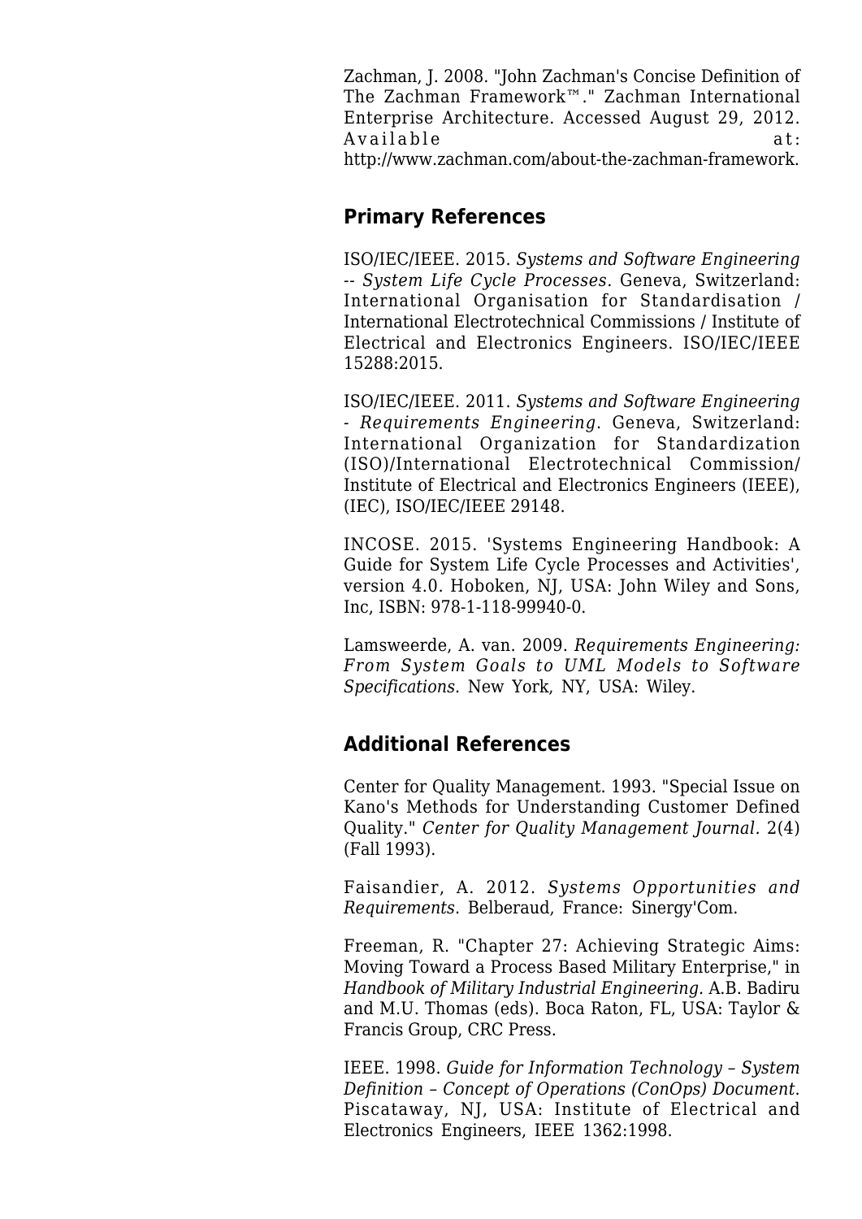Zachman, J. 2008. "John Zachman's Concise Definition of The Zachman Framework™." Zachman International Enterprise Architecture. Accessed August 29, 2012. Available at: http://www.zachman.com/about-the-zachman-framework.

## Primary References

ISO/IEC/IEEE. 2015. *Systems and Software Engineering -- System Life Cycle Processes*. Geneva, Switzerland: International Organisation for Standardisation / International Electrotechnical Commissions / Institute of Electrical and Electronics Engineers. ISO/IEC/IEEE 15288:2015.

ISO/IEC/IEEE. 2011. *Systems and Software Engineering - Requirements Engineering*. Geneva, Switzerland: International Organization for Standardization (ISO)/International Electrotechnical Commission/ Institute of Electrical and Electronics Engineers (IEEE), (IEC), ISO/IEC/IEEE 29148.

INCOSE. 2015. 'Systems Engineering Handbook: A Guide for System Life Cycle Processes and Activities', version 4.0. Hoboken, NJ, USA: John Wiley and Sons, Inc, ISBN: 978-1-118-99940-0.

Lamsweerde, A. van. 2009. *Requirements Engineering: From System Goals to UML Models to Software Specifications*. New York, NY, USA: Wiley.

## Additional References

Center for Quality Management. 1993. "Special Issue on Kano's Methods for Understanding Customer Defined Quality." *Center for Quality Management Journal.* 2(4) (Fall 1993).

Faisandier, A. 2012. *Systems Opportunities and Requirements*. Belberaud, France: Sinergy'Com.

Freeman, R. "Chapter 27: Achieving Strategic Aims: Moving Toward a Process Based Military Enterprise," in *Handbook of Military Industrial Engineering.* A.B. Badiru and M.U. Thomas (eds). Boca Raton, FL, USA: Taylor & Francis Group, CRC Press.

IEEE. 1998. *Guide for Information Technology – System Definition – Concept of Operations (ConOps) Document*. Piscataway, NJ, USA: Institute of Electrical and Electronics Engineers, IEEE 1362:1998.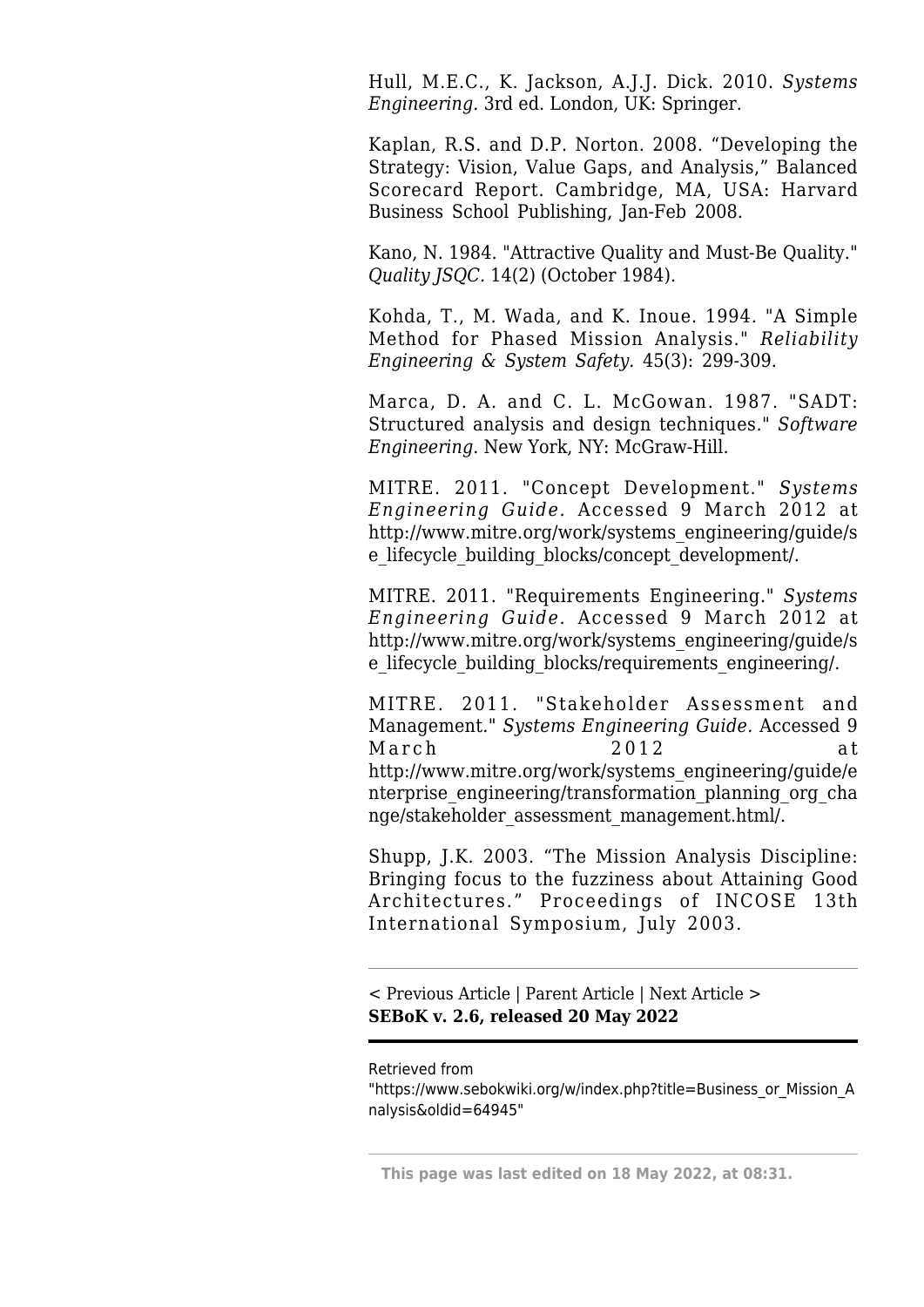Hull, M.E.C., K. Jackson, A.J.J. Dick. 2010. *Systems Engineering.* 3rd ed. London, UK: Springer.

Kaplan, R.S. and D.P. Norton. 2008. "Developing the Strategy: Vision, Value Gaps, and Analysis," Balanced Scorecard Report. Cambridge, MA, USA: Harvard Business School Publishing, Jan-Feb 2008.

Kano, N. 1984. "Attractive Quality and Must-Be Quality." *Quality JSQC.* 14(2) (October 1984).

Kohda, T., M. Wada, and K. Inoue. 1994. "A Simple Method for Phased Mission Analysis." *Reliability Engineering & System Safety.* 45(3): 299-309.

Marca, D. A. and C. L. McGowan. 1987. "SADT: Structured analysis and design techniques." *Software Engineering.* New York, NY: McGraw-Hill.

MITRE. 2011. "Concept Development." *Systems Engineering Guide.* Accessed 9 March 2012 at http://www.mitre.org/work/systems_engineering/guide/se_lifecycle_building_blocks/concept_development/.

MITRE. 2011. "Requirements Engineering." *Systems Engineering Guide.* Accessed 9 March 2012 at http://www.mitre.org/work/systems_engineering/guide/se_lifecycle_building_blocks/requirements_engineering/.

MITRE. 2011. "Stakeholder Assessment and Management." *Systems Engineering Guide.* Accessed 9 March 2012 at http://www.mitre.org/work/systems_engineering/guide/enterprise_engineering/transformation_planning_org_change/stakeholder_assessment_management.html/.

Shupp, J.K. 2003. "The Mission Analysis Discipline: Bringing focus to the fuzziness about Attaining Good Architectures." Proceedings of INCOSE 13th International Symposium, July 2003.

---

< Previous Article | Parent Article | Next Article >
**SEBoK v. 2.6, released 20 May 2022**

---

Retrieved from "https://www.sebokwiki.org/w/index.php?title=Business_or_Mission_Analysis&oldid=64945"

---

This page was last edited on 18 May 2022, at 08:31.